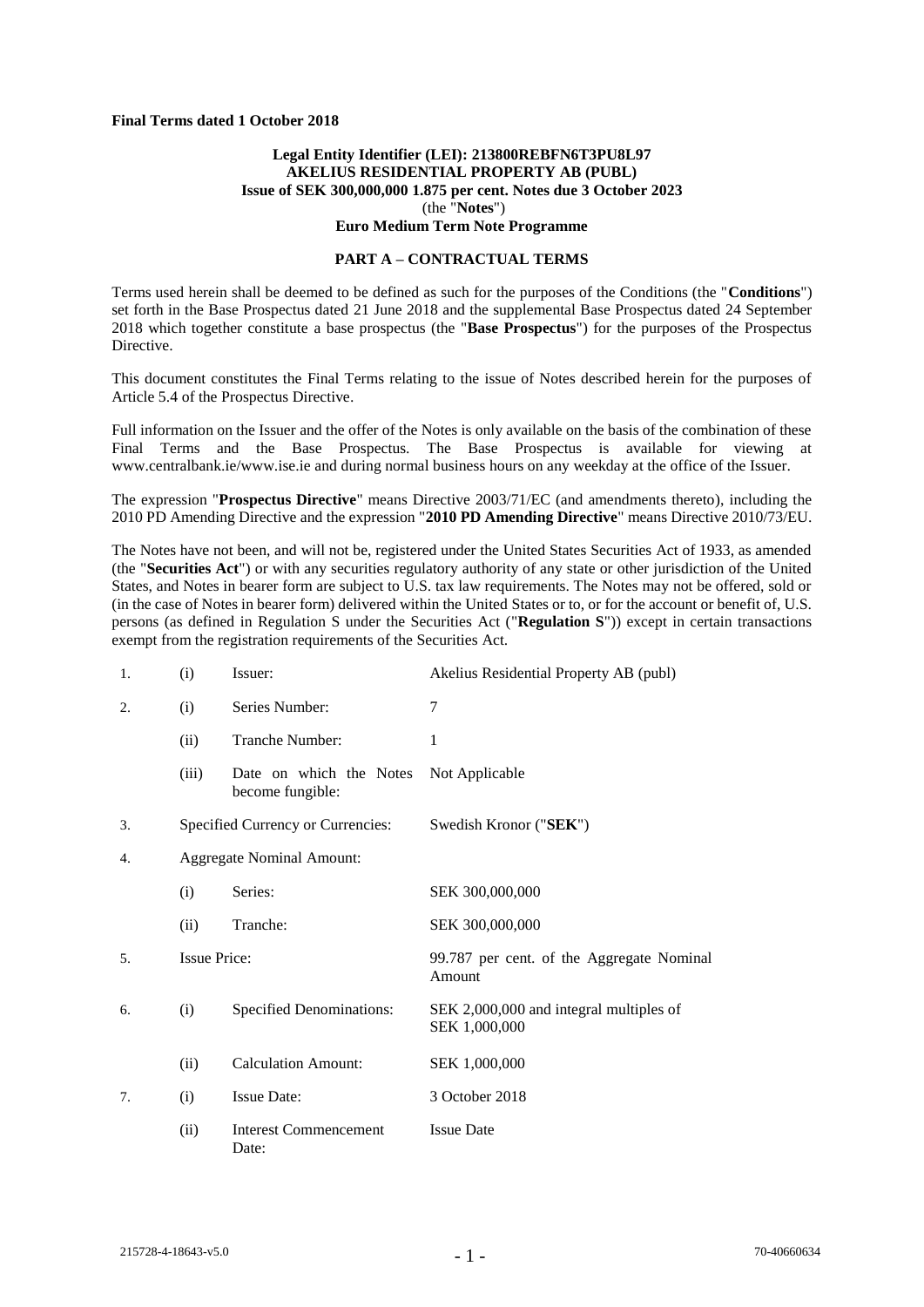**Final Terms dated 1 October 2018**

**Legal Entity Identifier (LEI): 213800REBFN6T3PU8L97**
**AKELIUS RESIDENTIAL PROPERTY AB (PUBL)**
**Issue of SEK 300,000,000 1.875 per cent. Notes due 3 October 2023**
(the "**Notes**")
**Euro Medium Term Note Programme**

**PART A – CONTRACTUAL TERMS**

Terms used herein shall be deemed to be defined as such for the purposes of the Conditions (the "**Conditions**") set forth in the Base Prospectus dated 21 June 2018 and the supplemental Base Prospectus dated 24 September 2018 which together constitute a base prospectus (the "**Base Prospectus**") for the purposes of the Prospectus Directive.

This document constitutes the Final Terms relating to the issue of Notes described herein for the purposes of Article 5.4 of the Prospectus Directive.

Full information on the Issuer and the offer of the Notes is only available on the basis of the combination of these Final Terms and the Base Prospectus. The Base Prospectus is available for viewing at www.centralbank.ie/www.ise.ie and during normal business hours on any weekday at the office of the Issuer.

The expression "**Prospectus Directive**" means Directive 2003/71/EC (and amendments thereto), including the 2010 PD Amending Directive and the expression "**2010 PD Amending Directive**" means Directive 2010/73/EU.

The Notes have not been, and will not be, registered under the United States Securities Act of 1933, as amended (the "**Securities Act**") or with any securities regulatory authority of any state or other jurisdiction of the United States, and Notes in bearer form are subject to U.S. tax law requirements. The Notes may not be offered, sold or (in the case of Notes in bearer form) delivered within the United States or to, or for the account or benefit of, U.S. persons (as defined in Regulation S under the Securities Act ("**Regulation S**")) except in certain transactions exempt from the registration requirements of the Securities Act.

| | | | |
|---|---|---|---|
| 1. | (i) | Issuer: | Akelius Residential Property AB (publ) |
| 2. | (i) | Series Number: | 7 |
| | (ii) | Tranche Number: | 1 |
| | (iii) | Date on which the Notes become fungible: | Not Applicable |
| 3. | | Specified Currency or Currencies: | Swedish Kronor ("**SEK**") |
| 4. | | Aggregate Nominal Amount: | |
| | (i) | Series: | SEK 300,000,000 |
| | (ii) | Tranche: | SEK 300,000,000 |
| 5. | | Issue Price: | 99.787 per cent. of the Aggregate Nominal Amount |
| 6. | (i) | Specified Denominations: | SEK 2,000,000 and integral multiples of SEK 1,000,000 |
| | (ii) | Calculation Amount: | SEK 1,000,000 |
| 7. | (i) | Issue Date: | 3 October 2018 |
| | (ii) | Interest Commencement Date: | Issue Date |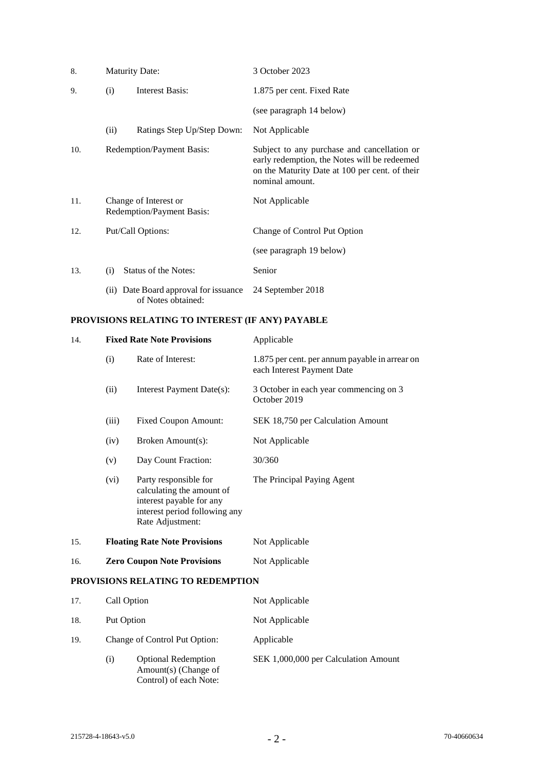| | | | |
|---|---|---|---|
| 8. | Maturity Date: | | 3 October 2023 |
| 9. | (i) | Interest Basis: | 1.875 per cent. Fixed Rate<br><br>(see paragraph 14 below) |
| | (ii) | Ratings Step Up/Step Down: | Not Applicable |
| 10. | Redemption/Payment Basis: | | Subject to any purchase and cancellation or early redemption, the Notes will be redeemed on the Maturity Date at 100 per cent. of their nominal amount. |
| 11. | Change of Interest or Redemption/Payment Basis: | | Not Applicable |
| 12. | Put/Call Options: | | Change of Control Put Option<br><br>(see paragraph 19 below) |
| 13. | (i) | Status of the Notes: | Senior |
| | (ii) | Date Board approval for issuance of Notes obtained: | 24 September 2018 |

## PROVISIONS RELATING TO INTEREST (IF ANY) PAYABLE

| | | | |
|---|---|---|---|
| 14. | **Fixed Rate Note Provisions** | | Applicable |
| | (i) | Rate of Interest: | 1.875 per cent. per annum payable in arrear on each Interest Payment Date |
| | (ii) | Interest Payment Date(s): | 3 October in each year commencing on 3 October 2019 |
| | (iii) | Fixed Coupon Amount: | SEK 18,750 per Calculation Amount |
| | (iv) | Broken Amount(s): | Not Applicable |
| | (v) | Day Count Fraction: | 30/360 |
| | (vi) | Party responsible for calculating the amount of interest payable for any interest period following any Rate Adjustment: | The Principal Paying Agent |
| 15. | **Floating Rate Note Provisions** | | Not Applicable |
| 16. | **Zero Coupon Note Provisions** | | Not Applicable |

## PROVISIONS RELATING TO REDEMPTION

| | | | |
|---|---|---|---|
| 17. | Call Option | | Not Applicable |
| 18. | Put Option | | Not Applicable |
| 19. | Change of Control Put Option: | | Applicable |
| | (i) | Optional Redemption Amount(s) (Change of Control) of each Note: | SEK 1,000,000 per Calculation Amount |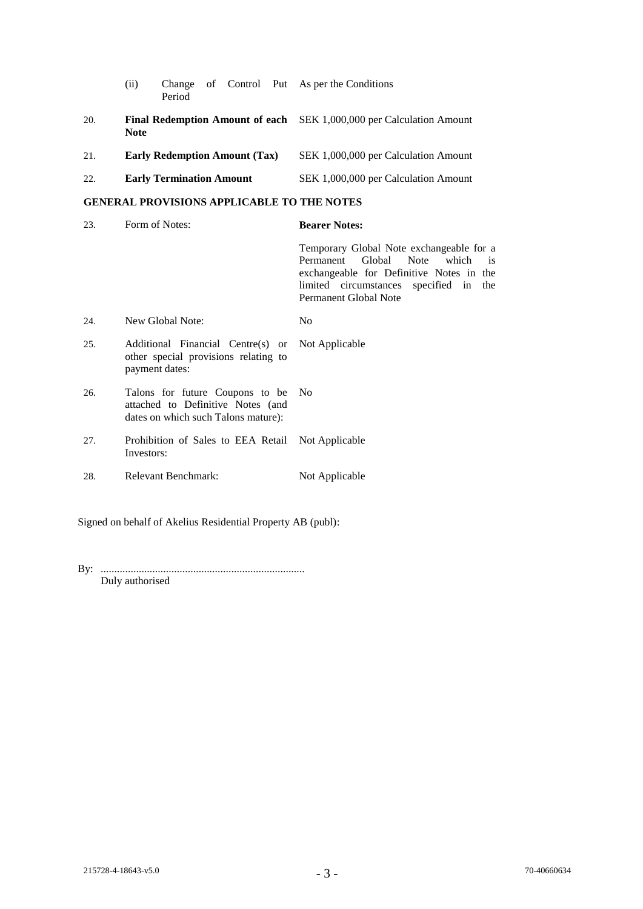| | | |
|---|---|---|
| | (ii) Change of Control Put Period | As per the Conditions |
| 20. | **Final Redemption Amount of each Note** | SEK 1,000,000 per Calculation Amount |
| 21. | **Early Redemption Amount (Tax)** | SEK 1,000,000 per Calculation Amount |
| 22. | **Early Termination Amount** | SEK 1,000,000 per Calculation Amount |

## GENERAL PROVISIONS APPLICABLE TO THE NOTES

| | | |
|---|---|---|
| 23. | Form of Notes: | **Bearer Notes:**<br><br>Temporary Global Note exchangeable for a Permanent Global Note which is exchangeable for Definitive Notes in the limited circumstances specified in the Permanent Global Note |
| 24. | New Global Note: | No |
| 25. | Additional Financial Centre(s) or other special provisions relating to payment dates: | Not Applicable |
| 26. | Talons for future Coupons to be attached to Definitive Notes (and dates on which such Talons mature): | No |
| 27. | Prohibition of Sales to EEA Retail Investors: | Not Applicable |
| 28. | Relevant Benchmark: | Not Applicable |

Signed on behalf of Akelius Residential Property AB (publ):

By: ..........................................................................
Duly authorised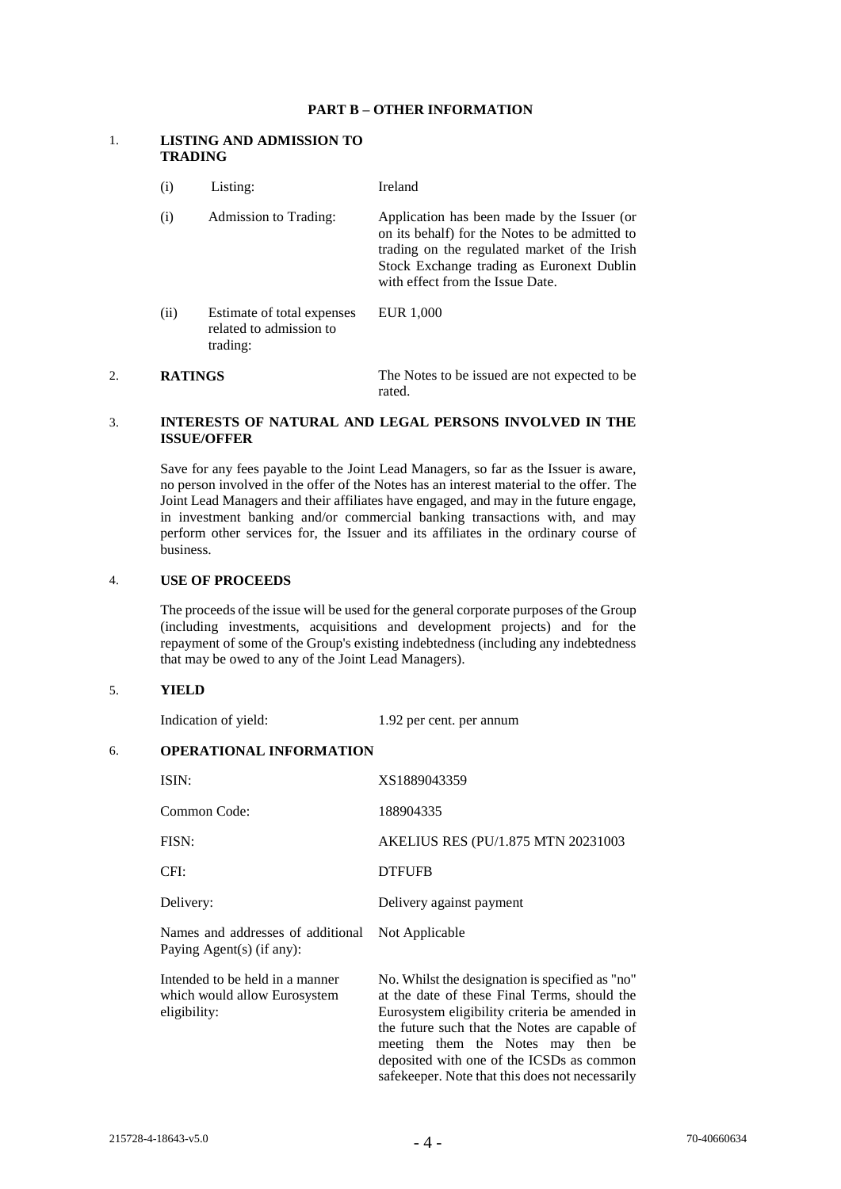## PART B – OTHER INFORMATION

### 1. LISTING AND ADMISSION TO TRADING

| | | |
|---|---|---|
| (i) | Listing: | Ireland |
| (i) | Admission to Trading: | Application has been made by the Issuer (or on its behalf) for the Notes to be admitted to trading on the regulated market of the Irish Stock Exchange trading as Euronext Dublin with effect from the Issue Date. |
| (ii) | Estimate of total expenses related to admission to trading: | EUR 1,000 |

### 2. RATINGS

The Notes to be issued are not expected to be rated.

### 3. INTERESTS OF NATURAL AND LEGAL PERSONS INVOLVED IN THE ISSUE/OFFER

Save for any fees payable to the Joint Lead Managers, so far as the Issuer is aware, no person involved in the offer of the Notes has an interest material to the offer. The Joint Lead Managers and their affiliates have engaged, and may in the future engage, in investment banking and/or commercial banking transactions with, and may perform other services for, the Issuer and its affiliates in the ordinary course of business.

### 4. USE OF PROCEEDS

The proceeds of the issue will be used for the general corporate purposes of the Group (including investments, acquisitions and development projects) and for the repayment of some of the Group's existing indebtedness (including any indebtedness that may be owed to any of the Joint Lead Managers).

### 5. YIELD

| | |
|---|---|
| Indication of yield: | 1.92 per cent. per annum |

### 6. OPERATIONAL INFORMATION

| | |
|---|---|
| ISIN: | XS1889043359 |
| Common Code: | 188904335 |
| FISN: | AKELIUS RES (PU/1.875 MTN 20231003 |
| CFI: | DTFUFB |
| Delivery: | Delivery against payment |
| Names and addresses of additional Paying Agent(s) (if any): | Not Applicable |
| Intended to be held in a manner which would allow Eurosystem eligibility: | No. Whilst the designation is specified as "no" at the date of these Final Terms, should the Eurosystem eligibility criteria be amended in the future such that the Notes are capable of meeting them the Notes may then be deposited with one of the ICSDs as common safekeeper. Note that this does not necessarily |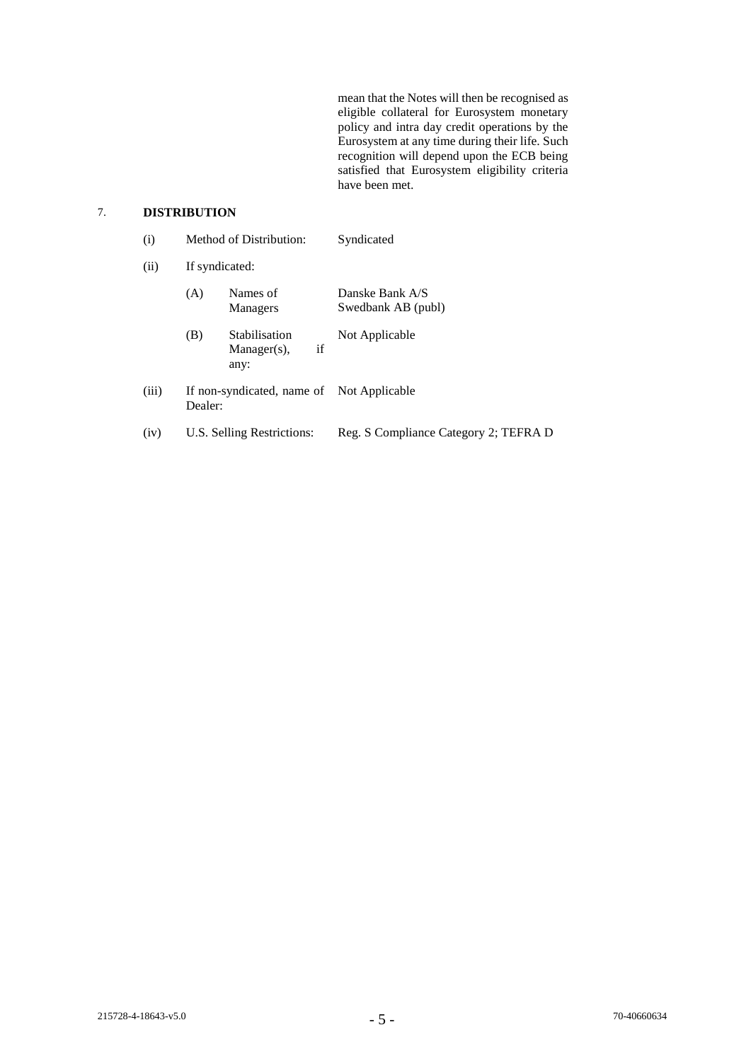mean that the Notes will then be recognised as eligible collateral for Eurosystem monetary policy and intra day credit operations by the Eurosystem at any time during their life. Such recognition will depend upon the ECB being satisfied that Eurosystem eligibility criteria have been met.

## 7. DISTRIBUTION

| | | | |
|---|---|---|---|
| (i) | Method of Distribution: | | Syndicated |
| (ii) | If syndicated: | | |
| | (A) | Names of Managers | Danske Bank A/S<br>Swedbank AB (publ) |
| | (B) | Stabilisation Manager(s), if any: | Not Applicable |
| (iii) | If non-syndicated, name of Dealer: | | Not Applicable |
| (iv) | U.S. Selling Restrictions: | | Reg. S Compliance Category 2; TEFRA D |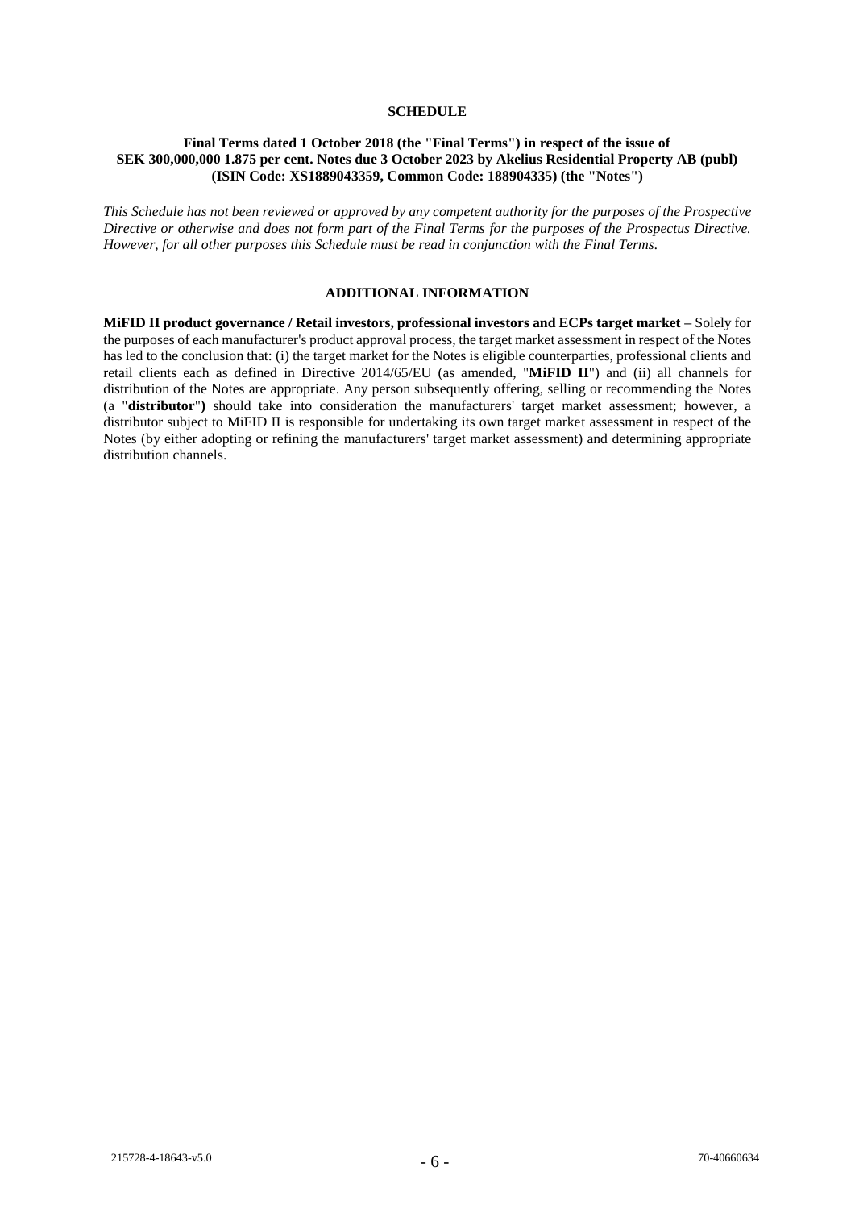# SCHEDULE

**Final Terms dated 1 October 2018 (the "Final Terms") in respect of the issue of SEK 300,000,000 1.875 per cent. Notes due 3 October 2023 by Akelius Residential Property AB (publ) (ISIN Code: XS1889043359, Common Code: 188904335) (the "Notes")**

*This Schedule has not been reviewed or approved by any competent authority for the purposes of the Prospective Directive or otherwise and does not form part of the Final Terms for the purposes of the Prospectus Directive. However, for all other purposes this Schedule must be read in conjunction with the Final Terms.*

## ADDITIONAL INFORMATION

**MiFID II product governance / Retail investors, professional investors and ECPs target market –** Solely for the purposes of each manufacturer's product approval process, the target market assessment in respect of the Notes has led to the conclusion that: (i) the target market for the Notes is eligible counterparties, professional clients and retail clients each as defined in Directive 2014/65/EU (as amended, "**MiFID II**") and (ii) all channels for distribution of the Notes are appropriate. Any person subsequently offering, selling or recommending the Notes (a "**distributor**"**)** should take into consideration the manufacturers' target market assessment; however, a distributor subject to MiFID II is responsible for undertaking its own target market assessment in respect of the Notes (by either adopting or refining the manufacturers' target market assessment) and determining appropriate distribution channels.